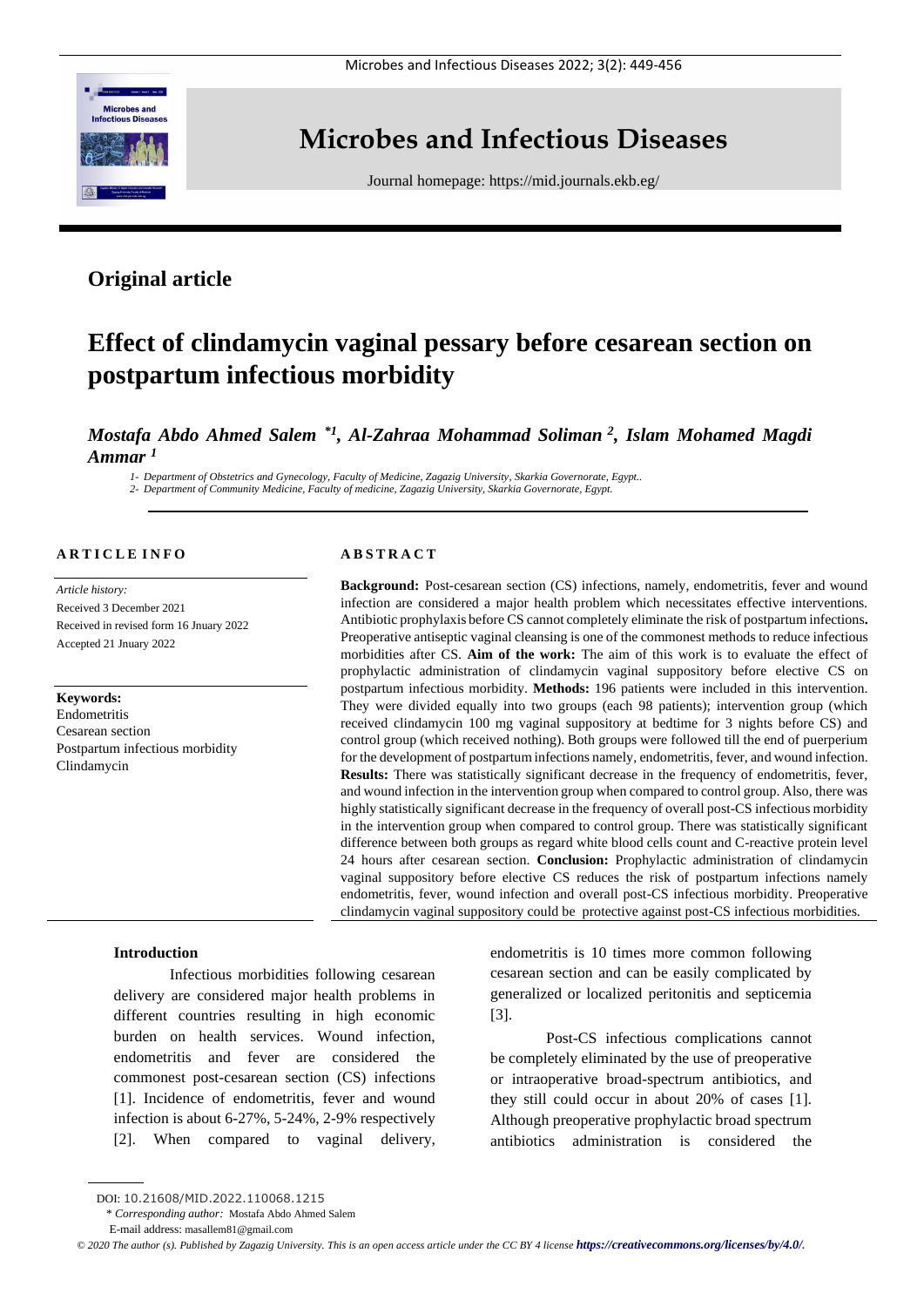# Microbes and Infectious Diseases

Journal homepage: https://mid.journals.ekb.eg/

## Original article

# Effect of clindamycin vaginal pessary before cesarean section on postpartum infectious morbidity

***Mostafa Abdo Ahmed Salem* [*1], Al-Zahraa Mohammad Soliman [2], Islam Mohamed Magdi Ammar [1]***

*1- Department of Obstetrics and Gynecology, Faculty of Medicine, Zagazig University, Skarkia Governorate, Egypt..*
*2- Department of Community Medicine, Faculty of medicine, Zagazig University, Skarkia Governorate, Egypt.*

**ARTICLE INFO**

*Article history:*
Received 3 December 2021
Received in revised form 16 Jnuary 2022
Accepted 21 Jnuary 2022

**Keywords:**
Endometritis
Cesarean section
Postpartum infectious morbidity
Clindamycin

**ABSTRACT**

**Background:** Post-cesarean section (CS) infections, namely, endometritis, fever and wound infection are considered a major health problem which necessitates effective interventions. Antibiotic prophylaxis before CS cannot completely eliminate the risk of postpartum infections**.** Preoperative antiseptic vaginal cleansing is one of the commonest methods to reduce infectious morbidities after CS. **Aim of the work:** The aim of this work is to evaluate the effect of prophylactic administration of clindamycin vaginal suppository before elective CS on postpartum infectious morbidity. **Methods:** 196 patients were included in this intervention. They were divided equally into two groups (each 98 patients); intervention group (which received clindamycin 100 mg vaginal suppository at bedtime for 3 nights before CS) and control group (which received nothing). Both groups were followed till the end of puerperium for the development of postpartum infections namely, endometritis, fever, and wound infection. **Results:** There was statistically significant decrease in the frequency of endometritis, fever, and wound infection in the intervention group when compared to control group. Also, there was highly statistically significant decrease in the frequency of overall post-CS infectious morbidity in the intervention group when compared to control group. There was statistically significant difference between both groups as regard white blood cells count and C-reactive protein level 24 hours after cesarean section. **Conclusion:** Prophylactic administration of clindamycin vaginal suppository before elective CS reduces the risk of postpartum infections namely endometritis, fever, wound infection and overall post-CS infectious morbidity. Preoperative clindamycin vaginal suppository could be protective against post-CS infectious morbidities.

## Introduction

Infectious morbidities following cesarean delivery are considered major health problems in different countries resulting in high economic burden on health services. Wound infection, endometritis and fever are considered the commonest post-cesarean section (CS) infections [1]. Incidence of endometritis, fever and wound infection is about 6-27%, 5-24%, 2-9% respectively [2]. When compared to vaginal delivery, endometritis is 10 times more common following cesarean section and can be easily complicated by generalized or localized peritonitis and septicemia [3].

Post-CS infectious complications cannot be completely eliminated by the use of preoperative or intraoperative broad-spectrum antibiotics, and they still could occur in about 20% of cases [1]. Although preoperative prophylactic broad spectrum antibiotics administration is considered the

DOI: 10.21608/MID.2022.110068.1215

\* *Corresponding author:* Mostafa Abdo Ahmed Salem

E-mail address: masallem81@gmail.com

*© 2020 The author (s). Published by Zagazig University. This is an open access article under the CC BY 4 license https://creativecommons.org/licenses/by/4.0/.*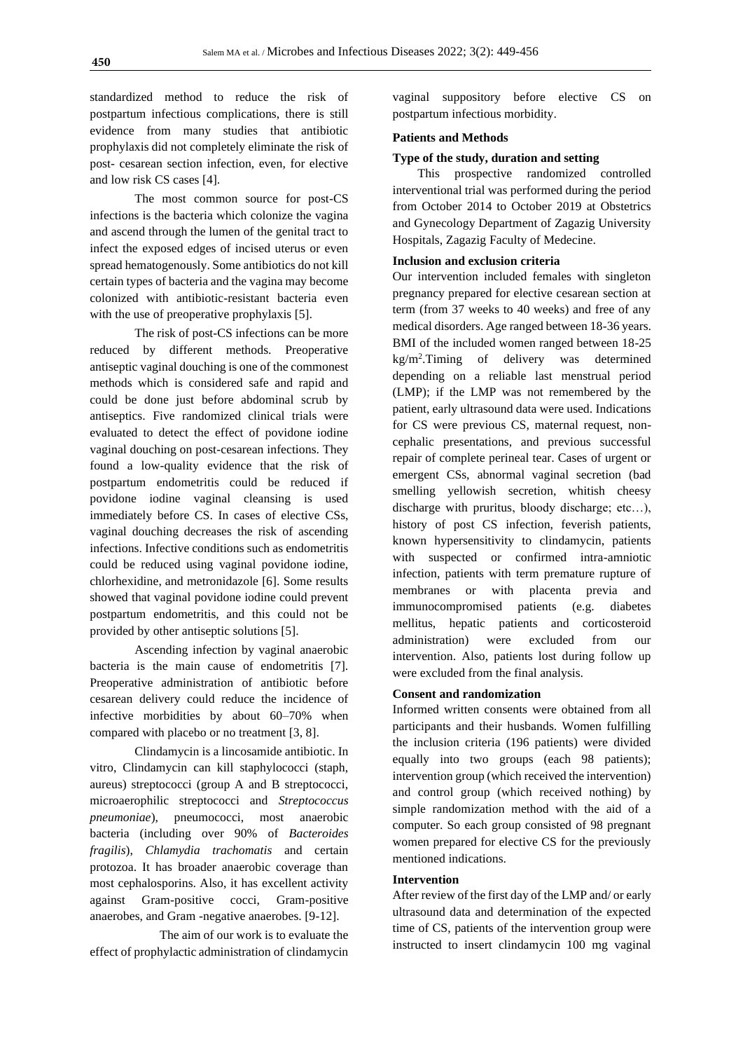standardized method to reduce the risk of postpartum infectious complications, there is still evidence from many studies that antibiotic prophylaxis did not completely eliminate the risk of post- cesarean section infection, even, for elective and low risk CS cases [4].

The most common source for post-CS infections is the bacteria which colonize the vagina and ascend through the lumen of the genital tract to infect the exposed edges of incised uterus or even spread hematogenously. Some antibiotics do not kill certain types of bacteria and the vagina may become colonized with antibiotic-resistant bacteria even with the use of preoperative prophylaxis [5].

The risk of post-CS infections can be more reduced by different methods. Preoperative antiseptic vaginal douching is one of the commonest methods which is considered safe and rapid and could be done just before abdominal scrub by antiseptics. Five randomized clinical trials were evaluated to detect the effect of povidone iodine vaginal douching on post-cesarean infections. They found a low-quality evidence that the risk of postpartum endometritis could be reduced if povidone iodine vaginal cleansing is used immediately before CS. In cases of elective CSs, vaginal douching decreases the risk of ascending infections. Infective conditions such as endometritis could be reduced using vaginal povidone iodine, chlorhexidine, and metronidazole [6]. Some results showed that vaginal povidone iodine could prevent postpartum endometritis, and this could not be provided by other antiseptic solutions [5].

Ascending infection by vaginal anaerobic bacteria is the main cause of endometritis [7]. Preoperative administration of antibiotic before cesarean delivery could reduce the incidence of infective morbidities by about 60–70% when compared with placebo or no treatment [3, 8].

Clindamycin is a lincosamide antibiotic. In vitro, Clindamycin can kill staphylococci (staph, aureus) streptococci (group A and B streptococci, microaerophilic streptococci and *Streptococcus pneumoniae*), pneumococci, most anaerobic bacteria (including over 90% of *Bacteroides fragilis*), *Chlamydia trachomatis* and certain protozoa. It has broader anaerobic coverage than most cephalosporins. Also, it has excellent activity against Gram-positive cocci, Gram-positive anaerobes, and Gram -negative anaerobes. [9-12].

The aim of our work is to evaluate the effect of prophylactic administration of clindamycin vaginal suppository before elective CS on postpartum infectious morbidity.

## Patients and Methods

### Type of the study, duration and setting

This prospective randomized controlled interventional trial was performed during the period from October 2014 to October 2019 at Obstetrics and Gynecology Department of Zagazig University Hospitals, Zagazig Faculty of Medecine.

### Inclusion and exclusion criteria

Our intervention included females with singleton pregnancy prepared for elective cesarean section at term (from 37 weeks to 40 weeks) and free of any medical disorders. Age ranged between 18-36 years. BMI of the included women ranged between 18-25 $kg/m^2$.Timing of delivery was determined depending on a reliable last menstrual period (LMP); if the LMP was not remembered by the patient, early ultrasound data were used. Indications for CS were previous CS, maternal request, non-cephalic presentations, and previous successful repair of complete perineal tear. Cases of urgent or emergent CSs, abnormal vaginal secretion (bad smelling yellowish secretion, whitish cheesy discharge with pruritus, bloody discharge; etc…), history of post CS infection, feverish patients, known hypersensitivity to clindamycin, patients with suspected or confirmed intra-amniotic infection, patients with term premature rupture of membranes or with placenta previa and immunocompromised patients (e.g. diabetes mellitus, hepatic patients and corticosteroid administration) were excluded from our intervention. Also, patients lost during follow up were excluded from the final analysis.

### Consent and randomization

Informed written consents were obtained from all participants and their husbands. Women fulfilling the inclusion criteria (196 patients) were divided equally into two groups (each 98 patients); intervention group (which received the intervention) and control group (which received nothing) by simple randomization method with the aid of a computer. So each group consisted of 98 pregnant women prepared for elective CS for the previously mentioned indications.

### Intervention

After review of the first day of the LMP and/ or early ultrasound data and determination of the expected time of CS, patients of the intervention group were instructed to insert clindamycin 100 mg vaginal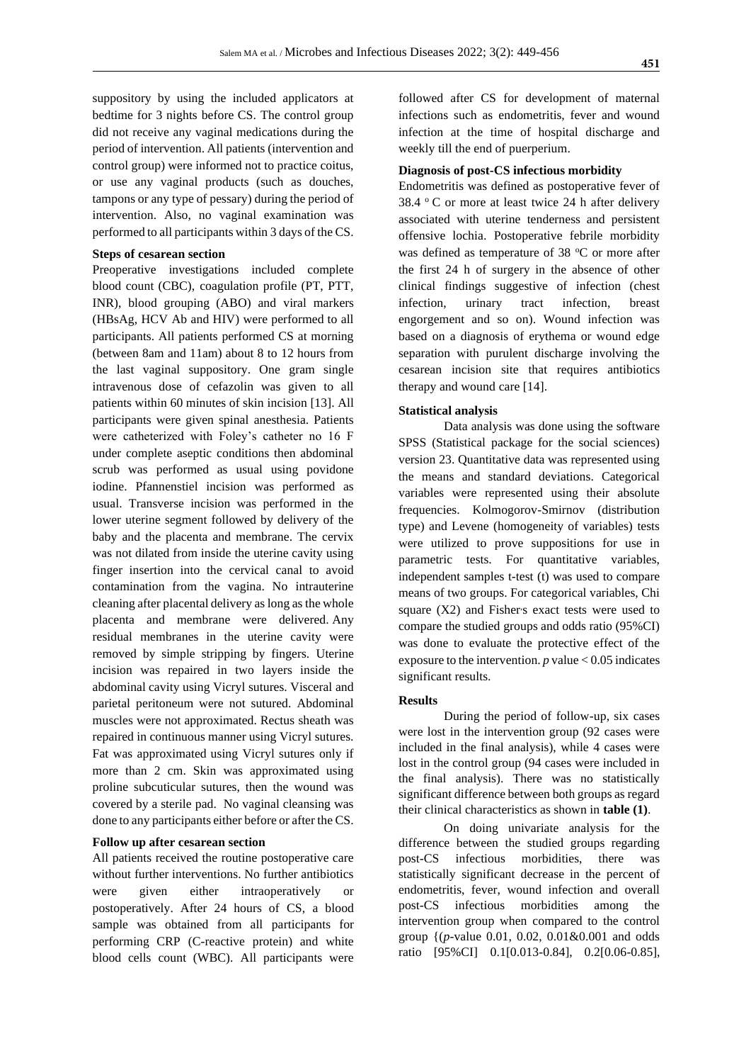suppository by using the included applicators at bedtime for 3 nights before CS. The control group did not receive any vaginal medications during the period of intervention. All patients (intervention and control group) were informed not to practice coitus, or use any vaginal products (such as douches, tampons or any type of pessary) during the period of intervention. Also, no vaginal examination was performed to all participants within 3 days of the CS.

**Steps of cesarean section**

Preoperative investigations included complete blood count (CBC), coagulation profile (PT, PTT, INR), blood grouping (ABO) and viral markers (HBsAg, HCV Ab and HIV) were performed to all participants. All patients performed CS at morning (between 8am and 11am) about 8 to 12 hours from the last vaginal suppository. One gram single intravenous dose of cefazolin was given to all patients within 60 minutes of skin incision [13]. All participants were given spinal anesthesia. Patients were catheterized with Foley's catheter no 16 F under complete aseptic conditions then abdominal scrub was performed as usual using povidone iodine. Pfannenstiel incision was performed as usual. Transverse incision was performed in the lower uterine segment followed by delivery of the baby and the placenta and membrane. The cervix was not dilated from inside the uterine cavity using finger insertion into the cervical canal to avoid contamination from the vagina. No intrauterine cleaning after placental delivery as long as the whole placenta and membrane were delivered. Any residual membranes in the uterine cavity were removed by simple stripping by fingers. Uterine incision was repaired in two layers inside the abdominal cavity using Vicryl sutures. Visceral and parietal peritoneum were not sutured. Abdominal muscles were not approximated. Rectus sheath was repaired in continuous manner using Vicryl sutures. Fat was approximated using Vicryl sutures only if more than 2 cm. Skin was approximated using proline subcuticular sutures, then the wound was covered by a sterile pad. No vaginal cleansing was done to any participants either before or after the CS.

**Follow up after cesarean section**

All patients received the routine postoperative care without further interventions. No further antibiotics were given either intraoperatively or postoperatively. After 24 hours of CS, a blood sample was obtained from all participants for performing CRP (C-reactive protein) and white blood cells count (WBC). All participants were followed after CS for development of maternal infections such as endometritis, fever and wound infection at the time of hospital discharge and weekly till the end of puerperium.

**Diagnosis of post-CS infectious morbidity**

Endometritis was defined as postoperative fever of 38.4 $^{o}$C or more at least twice 24 h after delivery associated with uterine tenderness and persistent offensive lochia. Postoperative febrile morbidity was defined as temperature of 38 $^{o}$C or more after the first 24 h of surgery in the absence of other clinical findings suggestive of infection (chest infection, urinary tract infection, breast engorgement and so on). Wound infection was based on a diagnosis of erythema or wound edge separation with purulent discharge involving the cesarean incision site that requires antibiotics therapy and wound care [14].

**Statistical analysis**

Data analysis was done using the software SPSS (Statistical package for the social sciences) version 23. Quantitative data was represented using the means and standard deviations. Categorical variables were represented using their absolute frequencies. Kolmogorov-Smirnov (distribution type) and Levene (homogeneity of variables) tests were utilized to prove suppositions for use in parametric tests. For quantitative variables, independent samples t-test (t) was used to compare means of two groups. For categorical variables, Chi square ($X2$) and Fisher's exact tests were used to compare the studied groups and odds ratio (95%CI) was done to evaluate the protective effect of the exposure to the intervention. *p* value < 0.05 indicates significant results.

**Results**

During the period of follow-up, six cases were lost in the intervention group (92 cases were included in the final analysis), while 4 cases were lost in the control group (94 cases were included in the final analysis). There was no statistically significant difference between both groups as regard their clinical characteristics as shown in **table (1)**.

On doing univariate analysis for the difference between the studied groups regarding post-CS infectious morbidities, there was statistically significant decrease in the percent of endometritis, fever, wound infection and overall post-CS infectious morbidities among the intervention group when compared to the control group {(*p*-value 0.01, 0.02, 0.01&0.001 and odds ratio [95%CI] 0.1[0.013-0.84], 0.2[0.06-0.85],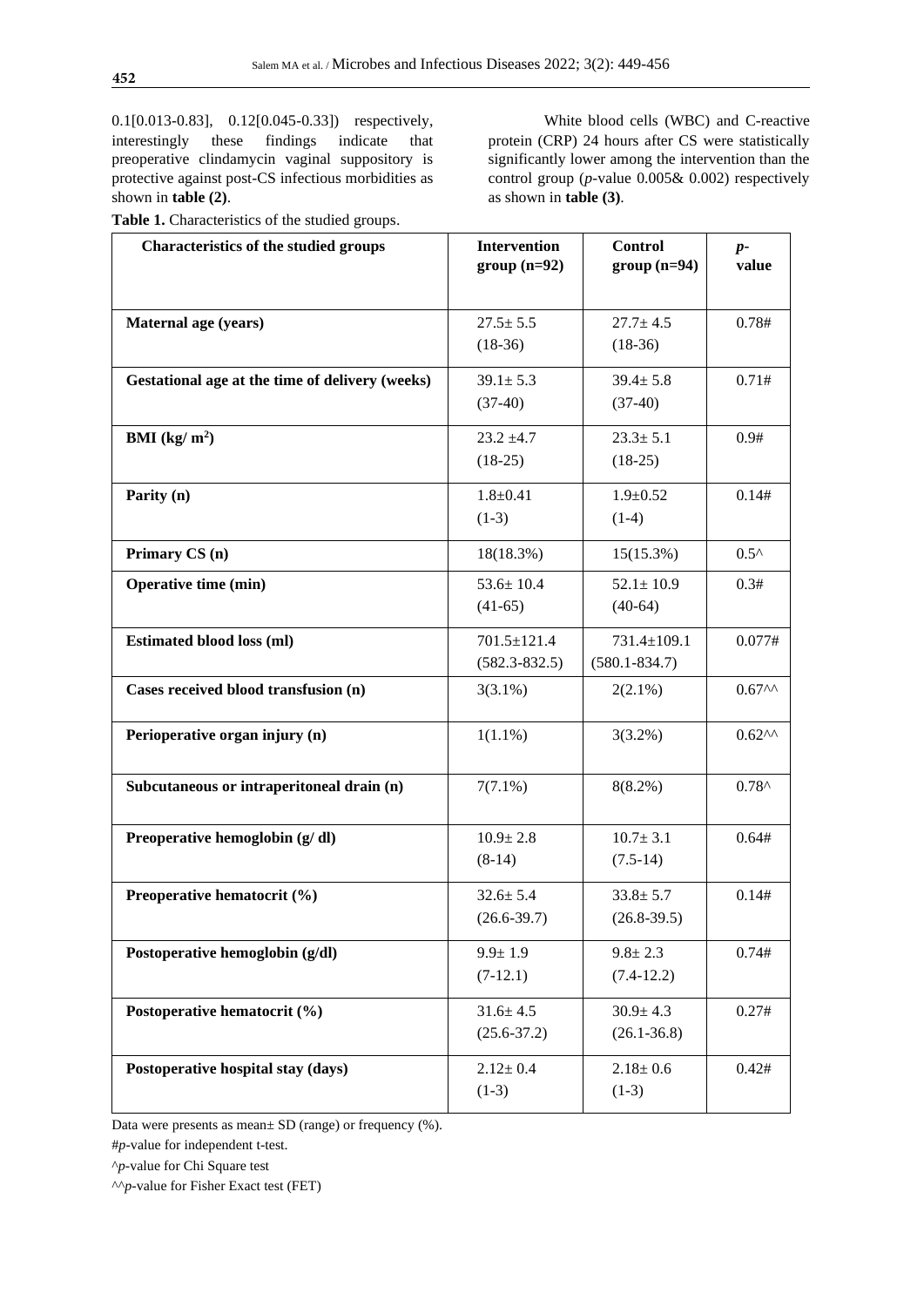0.1[0.013-0.83], 0.12[0.045-0.33]) respectively, interestingly these findings indicate that preoperative clindamycin vaginal suppository is protective against post-CS infectious morbidities as shown in **table (2)**.

White blood cells (WBC) and C-reactive protein (CRP) 24 hours after CS were statistically significantly lower among the intervention than the control group (*p*-value 0.005& 0.002) respectively as shown in **table (3)**.

**Table 1.** Characteristics of the studied groups.

| Characteristics of the studied groups | Intervention group (n=92) | Control group (n=94) | *p*-value |
|---|---|---|---|
| **Maternal age (years)** | 27.5± 5.5 (18-36) | 27.7± 4.5 (18-36) | 0.78# |
| **Gestational age at the time of delivery (weeks)** | 39.1± 5.3 (37-40) | 39.4± 5.8 (37-40) | 0.71# |
| **BMI (kg/ m$^2$)** | 23.2 ±4.7 (18-25) | 23.3± 5.1 (18-25) | 0.9# |
| **Parity (n)** | 1.8±0.41 (1-3) | 1.9±0.52 (1-4) | 0.14# |
| **Primary CS (n)** | 18(18.3%) | 15(15.3%) | 0.5^ |
| **Operative time (min)** | 53.6± 10.4 (41-65) | 52.1± 10.9 (40-64) | 0.3# |
| **Estimated blood loss (ml)** | 701.5±121.4 (582.3-832.5) | 731.4±109.1 (580.1-834.7) | 0.077# |
| **Cases received blood transfusion (n)** | 3(3.1%) | 2(2.1%) | 0.67^^ |
| **Perioperative organ injury (n)** | 1(1.1%) | 3(3.2%) | 0.62^^ |
| **Subcutaneous or intraperitoneal drain (n)** | 7(7.1%) | 8(8.2%) | 0.78^ |
| **Preoperative hemoglobin (g/ dl)** | 10.9± 2.8 (8-14) | 10.7± 3.1 (7.5-14) | 0.64# |
| **Preoperative hematocrit (%)** | 32.6± 5.4 (26.6-39.7) | 33.8± 5.7 (26.8-39.5) | 0.14# |
| **Postoperative hemoglobin (g/dl)** | 9.9± 1.9 (7-12.1) | 9.8± 2.3 (7.4-12.2) | 0.74# |
| **Postoperative hematocrit (%)** | 31.6± 4.5 (25.6-37.2) | 30.9± 4.3 (26.1-36.8) | 0.27# |
| **Postoperative hospital stay (days)** | 2.12± 0.4 (1-3) | 2.18± 0.6 (1-3) | 0.42# |

Data were presents as mean± SD (range) or frequency (%).

#*p*-value for independent t-test.

^*p*-value for Chi Square test

^^*p*-value for Fisher Exact test (FET)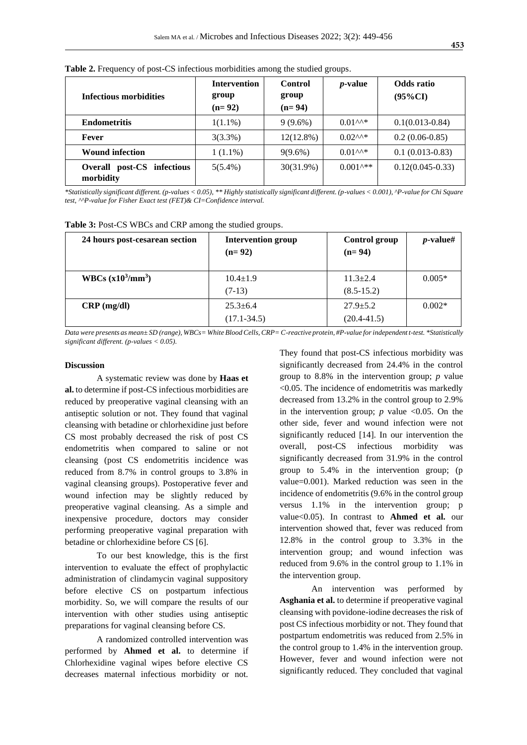**Table 2.** Frequency of post-CS infectious morbidities among the studied groups.

| Infectious morbidities | Intervention group (n= 92) | Control group (n= 94) | *p*-value | Odds ratio (95%CI) |
|---|---|---|---|---|
| **Endometritis** | 1(1.1%) | 9 (9.6%) | 0.01^^* | 0.1(0.013-0.84) |
| **Fever** | 3(3.3%) | 12(12.8%) | 0.02^^* | 0.2 (0.06-0.85) |
| **Wound infection** | 1 (1.1%) | 9(9.6%) | 0.01^^* | 0.1 (0.013-0.83) |
| **Overall post-CS infectious morbidity** | 5(5.4%) | 30(31.9%) | 0.001^** | 0.12(0.045-0.33) |

*\*Statistically significant different. (p-values < 0.05), \*\* Highly statistically significant different. (p-values < 0.001), ^P-value for Chi Square test, ^^P-value for Fisher Exact test (FET)& CI=Confidence interval.*

**Table 3:** Post-CS WBCs and CRP among the studied groups.

| 24 hours post-cesarean section | Intervention group (n= 92) | Control group (n= 94) | *p*-value# |
|---|---|---|---|
| **WBCs ($x10^3/mm^3$)** | 10.4±1.9 (7-13) | 11.3±2.4 (8.5-15.2) | 0.005* |
| **CRP (mg/dl)** | 25.3±6.4 (17.1-34.5) | 27.9±5.2 (20.4-41.5) | 0.002* |

*Data were presents as mean± SD (range), WBCs= White Blood Cells, CRP= C-reactive protein, #P-value for independent t-test. \*Statistically significant different. (p-values < 0.05).*

## Discussion

A systematic review was done by **Haas et al.** to determine if post-CS infectious morbidities are reduced by preoperative vaginal cleansing with an antiseptic solution or not. They found that vaginal cleansing with betadine or chlorhexidine just before CS most probably decreased the risk of post CS endometritis when compared to saline or not cleansing (post CS endometritis incidence was reduced from 8.7% in control groups to 3.8% in vaginal cleansing groups). Postoperative fever and wound infection may be slightly reduced by preoperative vaginal cleansing. As a simple and inexpensive procedure, doctors may consider performing preoperative vaginal preparation with betadine or chlorhexidine before CS [6].

To our best knowledge, this is the first intervention to evaluate the effect of prophylactic administration of clindamycin vaginal suppository before elective CS on postpartum infectious morbidity. So, we will compare the results of our intervention with other studies using antiseptic preparations for vaginal cleansing before CS.

A randomized controlled intervention was performed by **Ahmed et al.** to determine if Chlorhexidine vaginal wipes before elective CS decreases maternal infectious morbidity or not. They found that post-CS infectious morbidity was significantly decreased from 24.4% in the control group to 8.8% in the intervention group; *p* value <0.05. The incidence of endometritis was markedly decreased from 13.2% in the control group to 2.9% in the intervention group; *p* value <0.05. On the other side, fever and wound infection were not significantly reduced [14]. In our intervention the overall, post-CS infectious morbidity was significantly decreased from 31.9% in the control group to 5.4% in the intervention group; (p value=0.001). Marked reduction was seen in the incidence of endometritis (9.6% in the control group versus 1.1% in the intervention group; p value<0.05). In contrast to **Ahmed et al.** our intervention showed that, fever was reduced from 12.8% in the control group to 3.3% in the intervention group; and wound infection was reduced from 9.6% in the control group to 1.1% in the intervention group.

An intervention was performed by **Asghania et al.** to determine if preoperative vaginal cleansing with povidone-iodine decreases the risk of post CS infectious morbidity or not. They found that postpartum endometritis was reduced from 2.5% in the control group to 1.4% in the intervention group. However, fever and wound infection were not significantly reduced. They concluded that vaginal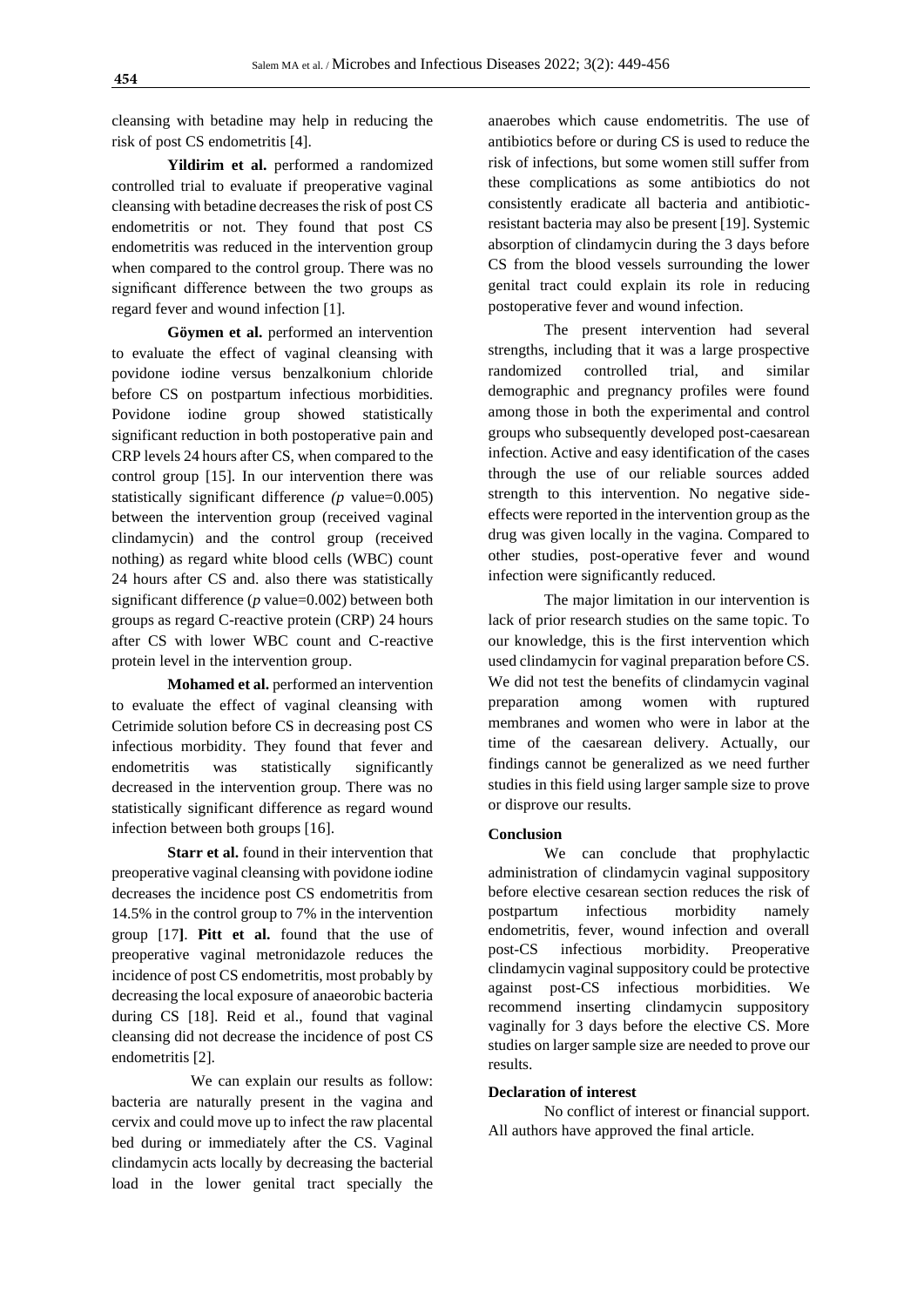cleansing with betadine may help in reducing the risk of post CS endometritis [4].

**Yildirim et al.** performed a randomized controlled trial to evaluate if preoperative vaginal cleansing with betadine decreases the risk of post CS endometritis or not. They found that post CS endometritis was reduced in the intervention group when compared to the control group. There was no significant difference between the two groups as regard fever and wound infection [1].

**Göymen et al.** performed an intervention to evaluate the effect of vaginal cleansing with povidone iodine versus benzalkonium chloride before CS on postpartum infectious morbidities. Povidone iodine group showed statistically significant reduction in both postoperative pain and CRP levels 24 hours after CS, when compared to the control group [15]. In our intervention there was statistically significant difference *(p* value=0.005) between the intervention group (received vaginal clindamycin) and the control group (received nothing) as regard white blood cells (WBC) count 24 hours after CS and. also there was statistically significant difference (*p* value=0.002) between both groups as regard C-reactive protein (CRP) 24 hours after CS with lower WBC count and C-reactive protein level in the intervention group.

**Mohamed et al.** performed an intervention to evaluate the effect of vaginal cleansing with Cetrimide solution before CS in decreasing post CS infectious morbidity. They found that fever and endometritis was statistically significantly decreased in the intervention group. There was no statistically significant difference as regard wound infection between both groups [16].

**Starr et al.** found in their intervention that preoperative vaginal cleansing with povidone iodine decreases the incidence post CS endometritis from 14.5% in the control group to 7% in the intervention group [17**]**. **Pitt et al.** found that the use of preoperative vaginal metronidazole reduces the incidence of post CS endometritis, most probably by decreasing the local exposure of anaeorobic bacteria during CS [18]. Reid et al., found that vaginal cleansing did not decrease the incidence of post CS endometritis [2].

We can explain our results as follow: bacteria are naturally present in the vagina and cervix and could move up to infect the raw placental bed during or immediately after the CS. Vaginal clindamycin acts locally by decreasing the bacterial load in the lower genital tract specially the anaerobes which cause endometritis. The use of antibiotics before or during CS is used to reduce the risk of infections, but some women still suffer from these complications as some antibiotics do not consistently eradicate all bacteria and antibiotic-resistant bacteria may also be present [19]. Systemic absorption of clindamycin during the 3 days before CS from the blood vessels surrounding the lower genital tract could explain its role in reducing postoperative fever and wound infection.

The present intervention had several strengths, including that it was a large prospective randomized controlled trial, and similar demographic and pregnancy profiles were found among those in both the experimental and control groups who subsequently developed post-caesarean infection. Active and easy identification of the cases through the use of our reliable sources added strength to this intervention. No negative side-effects were reported in the intervention group as the drug was given locally in the vagina. Compared to other studies, post-operative fever and wound infection were significantly reduced.

The major limitation in our intervention is lack of prior research studies on the same topic. To our knowledge, this is the first intervention which used clindamycin for vaginal preparation before CS. We did not test the benefits of clindamycin vaginal preparation among women with ruptured membranes and women who were in labor at the time of the caesarean delivery. Actually, our findings cannot be generalized as we need further studies in this field using larger sample size to prove or disprove our results.

**Conclusion**

We can conclude that prophylactic administration of clindamycin vaginal suppository before elective cesarean section reduces the risk of postpartum infectious morbidity namely endometritis, fever, wound infection and overall post-CS infectious morbidity. Preoperative clindamycin vaginal suppository could be protective against post-CS infectious morbidities. We recommend inserting clindamycin suppository vaginally for 3 days before the elective CS. More studies on larger sample size are needed to prove our results.

**Declaration of interest**

No conflict of interest or financial support. All authors have approved the final article.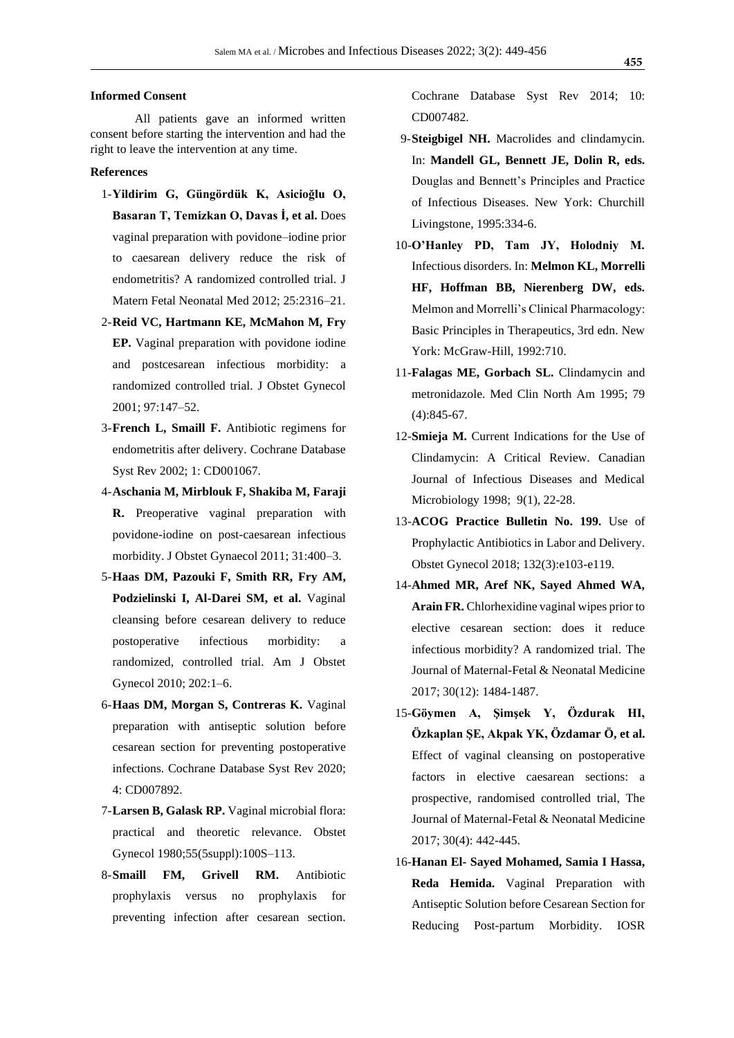**Informed Consent**

All patients gave an informed written consent before starting the intervention and had the right to leave the intervention at any time.

**References**

1- **Yildirim G, Güngördük K, Asicioğlu O, Basaran T, Temizkan O, Davas İ, et al.** Does vaginal preparation with povidone–iodine prior to caesarean delivery reduce the risk of endometritis? A randomized controlled trial. J Matern Fetal Neonatal Med 2012; 25:2316–21.

2- **Reid VC, Hartmann KE, McMahon M, Fry EP.** Vaginal preparation with povidone iodine and postcesarean infectious morbidity: a randomized controlled trial. J Obstet Gynecol 2001; 97:147–52.

3- **French L, Smaill F.** Antibiotic regimens for endometritis after delivery. Cochrane Database Syst Rev 2002; 1: CD001067.

4- **Aschania M, Mirblouk F, Shakiba M, Faraji R.** Preoperative vaginal preparation with povidone-iodine on post-caesarean infectious morbidity. J Obstet Gynaecol 2011; 31:400–3.

5- **Haas DM, Pazouki F, Smith RR, Fry AM, Podzielinski I, Al-Darei SM, et al.** Vaginal cleansing before cesarean delivery to reduce postoperative infectious morbidity: a randomized, controlled trial. Am J Obstet Gynecol 2010; 202:1–6.

6- **Haas DM, Morgan S, Contreras K.** Vaginal preparation with antiseptic solution before cesarean section for preventing postoperative infections. Cochrane Database Syst Rev 2020; 4: CD007892.

7- **Larsen B, Galask RP.** Vaginal microbial flora: practical and theoretic relevance. Obstet Gynecol 1980;55(5suppl):100S–113.

8- **Smaill FM, Grivell RM.** Antibiotic prophylaxis versus no prophylaxis for preventing infection after cesarean section. Cochrane Database Syst Rev 2014; 10: CD007482.

9- **Steigbigel NH.** Macrolides and clindamycin. In: **Mandell GL, Bennett JE, Dolin R, eds.** Douglas and Bennett's Principles and Practice of Infectious Diseases. New York: Churchill Livingstone, 1995:334-6.

10- **O'Hanley PD, Tam JY, Holodniy M.** Infectious disorders. In: **Melmon KL, Morrelli HF, Hoffman BB, Nierenberg DW, eds.** Melmon and Morrelli's Clinical Pharmacology: Basic Principles in Therapeutics, 3rd edn. New York: McGraw-Hill, 1992:710.

11- **Falagas ME, Gorbach SL.** Clindamycin and metronidazole. Med Clin North Am 1995; 79 (4):845-67.

12- **Smieja M.** Current Indications for the Use of Clindamycin: A Critical Review. Canadian Journal of Infectious Diseases and Medical Microbiology 1998; 9(1), 22-28.

13- **ACOG Practice Bulletin No. 199.** Use of Prophylactic Antibiotics in Labor and Delivery. Obstet Gynecol 2018; 132(3):e103-e119.

14- **Ahmed MR, Aref NK, Sayed Ahmed WA, Arain FR.** Chlorhexidine vaginal wipes prior to elective cesarean section: does it reduce infectious morbidity? A randomized trial. The Journal of Maternal-Fetal & Neonatal Medicine 2017; 30(12): 1484-1487.

15- **Göymen A, Şimşek Y, Özdurak HI, Özkaplan ŞE, Akpak YK, Özdamar Ö, et al.** Effect of vaginal cleansing on postoperative factors in elective caesarean sections: a prospective, randomised controlled trial, The Journal of Maternal-Fetal & Neonatal Medicine 2017; 30(4): 442-445.

16- **Hanan El- Sayed Mohamed, Samia I Hassa, Reda Hemida.** Vaginal Preparation with Antiseptic Solution before Cesarean Section for Reducing Post-partum Morbidity. IOSR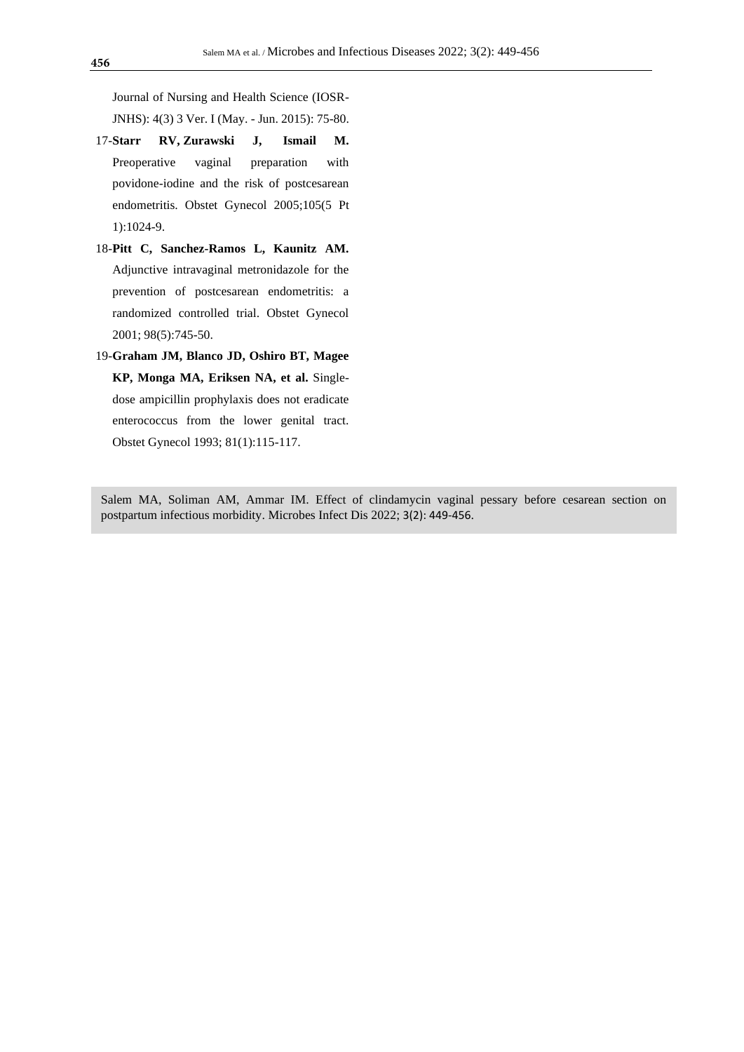Journal of Nursing and Health Science (IOSR-JNHS): 4(3) 3 Ver. I (May. - Jun. 2015): 75-80.

17-**Starr RV, Zurawski J, Ismail M.** Preoperative vaginal preparation with povidone-iodine and the risk of postcesarean endometritis. Obstet Gynecol 2005;105(5 Pt 1):1024-9.

18-**Pitt C, Sanchez-Ramos L, Kaunitz AM.** Adjunctive intravaginal metronidazole for the prevention of postcesarean endometritis: a randomized controlled trial. Obstet Gynecol 2001; 98(5):745-50.

19-**Graham JM, Blanco JD, Oshiro BT, Magee KP, Monga MA, Eriksen NA, et al.** Single-dose ampicillin prophylaxis does not eradicate enterococcus from the lower genital tract. Obstet Gynecol 1993; 81(1):115-117.

Salem MA, Soliman AM, Ammar IM. Effect of clindamycin vaginal pessary before cesarean section on postpartum infectious morbidity. Microbes Infect Dis 2022; 3(2): 449-456.